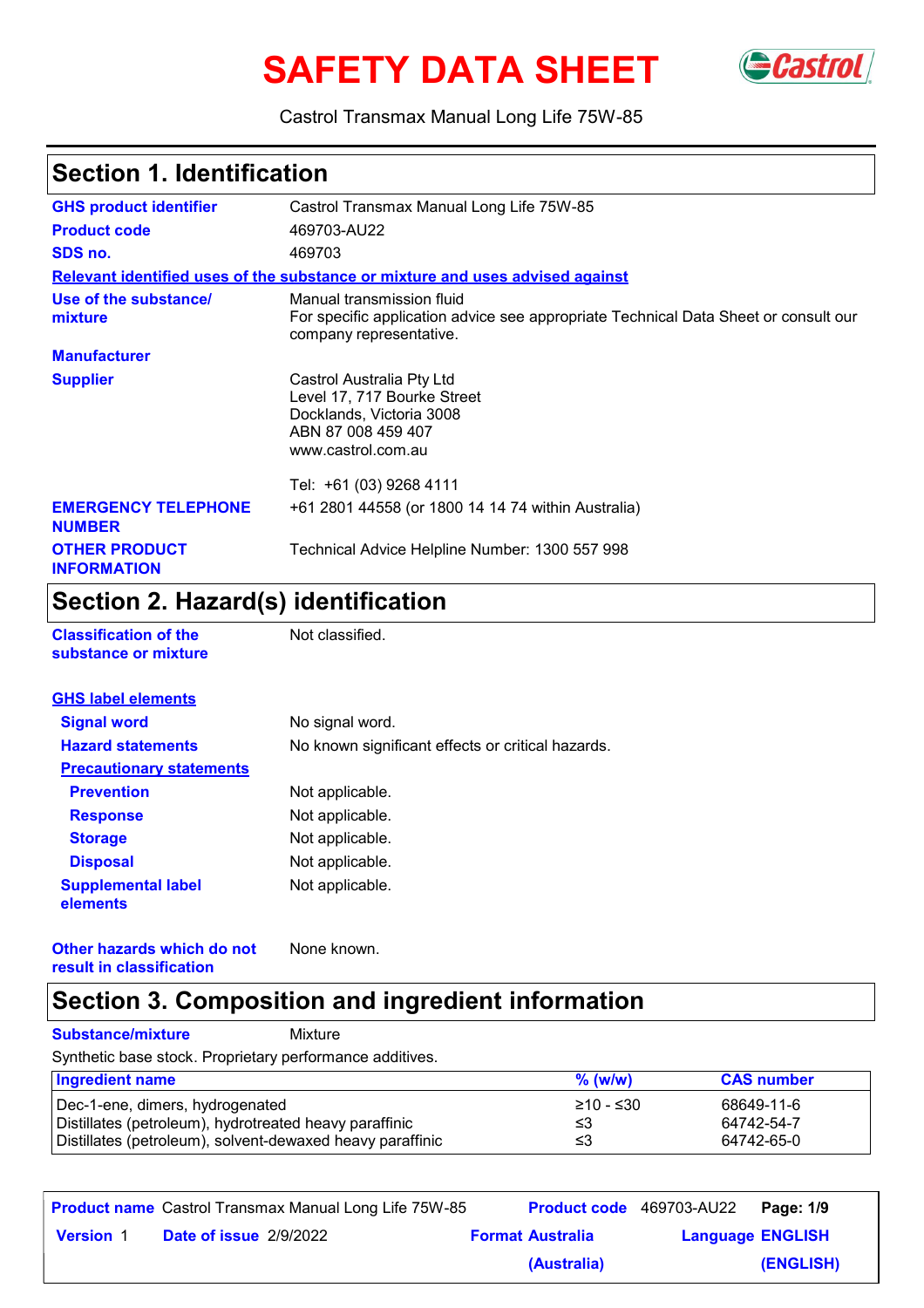# SAFETY DATA SHEET

Castrol Transmax Manual Long Life 75W-85

## Section 1. Identification

**GHS product identifier** Castrol Transmax Manual Long Life 75W-85

**Product code** 469703-AU22

**SDS no.** 469703

**Relevant identified uses of the substance or mixture and uses advised against**

**Use of the substance/ mixture** Manual transmission fluid
For specific application advice see appropriate Technical Data Sheet or consult our company representative.

**Manufacturer**

**Supplier** Castrol Australia Pty Ltd
Level 17, 717 Bourke Street
Docklands, Victoria 3008
ABN 87 008 459 407
www.castrol.com.au

Tel: +61 (03) 9268 4111

**EMERGENCY TELEPHONE NUMBER** +61 2801 44558 (or 1800 14 14 74 within Australia)

**OTHER PRODUCT INFORMATION** Technical Advice Helpline Number: 1300 557 998

## Section 2. Hazard(s) identification

**Classification of the substance or mixture** Not classified.

**GHS label elements**

**Signal word** No signal word.

**Hazard statements** No known significant effects or critical hazards.

**Precautionary statements**

**Prevention** Not applicable.

**Response** Not applicable.

**Storage** Not applicable.

**Disposal** Not applicable.

**Supplemental label elements** Not applicable.

**Other hazards which do not result in classification** None known.

## Section 3. Composition and ingredient information

**Substance/mixture** Mixture

Synthetic base stock. Proprietary performance additives.

| Ingredient name | % (w/w) | CAS number |
|---|---|---|
| Dec-1-ene, dimers, hydrogenated | ≥10 - ≤30 | 68649-11-6 |
| Distillates (petroleum), hydrotreated heavy paraffinic | ≤3 | 64742-54-7 |
| Distillates (petroleum), solvent-dewaxed heavy paraffinic | ≤3 | 64742-65-0 |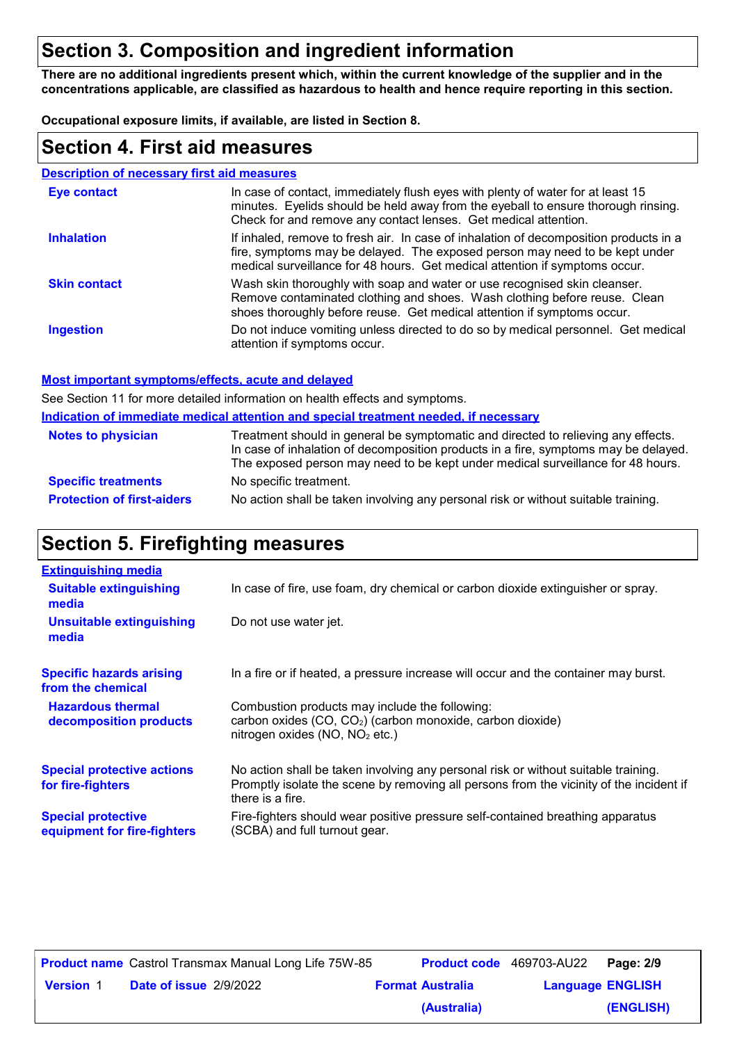## Section 3. Composition and ingredient information

**There are no additional ingredients present which, within the current knowledge of the supplier and in the concentrations applicable, are classified as hazardous to health and hence require reporting in this section.**

**Occupational exposure limits, if available, are listed in Section 8.**

## Section 4. First aid measures

### Description of necessary first aid measures

| | |
|---|---|
| **Eye contact** | In case of contact, immediately flush eyes with plenty of water for at least 15 minutes. Eyelids should be held away from the eyeball to ensure thorough rinsing. Check for and remove any contact lenses. Get medical attention. |
| **Inhalation** | If inhaled, remove to fresh air. In case of inhalation of decomposition products in a fire, symptoms may be delayed. The exposed person may need to be kept under medical surveillance for 48 hours. Get medical attention if symptoms occur. |
| **Skin contact** | Wash skin thoroughly with soap and water or use recognised skin cleanser. Remove contaminated clothing and shoes. Wash clothing before reuse. Clean shoes thoroughly before reuse. Get medical attention if symptoms occur. |
| **Ingestion** | Do not induce vomiting unless directed to do so by medical personnel. Get medical attention if symptoms occur. |

### Most important symptoms/effects, acute and delayed

See Section 11 for more detailed information on health effects and symptoms.

### Indication of immediate medical attention and special treatment needed, if necessary

| | |
|---|---|
| **Notes to physician** | Treatment should in general be symptomatic and directed to relieving any effects. In case of inhalation of decomposition products in a fire, symptoms may be delayed. The exposed person may need to be kept under medical surveillance for 48 hours. |
| **Specific treatments** | No specific treatment. |
| **Protection of first-aiders** | No action shall be taken involving any personal risk or without suitable training. |

## Section 5. Firefighting measures

### Extinguishing media

| | |
|---|---|
| **Suitable extinguishing media** | In case of fire, use foam, dry chemical or carbon dioxide extinguisher or spray. |
| **Unsuitable extinguishing media** | Do not use water jet. |

| | |
|---|---|
| **Specific hazards arising from the chemical** | In a fire or if heated, a pressure increase will occur and the container may burst. |
| **Hazardous thermal decomposition products** | Combustion products may include the following:<br>carbon oxides ($CO$, $CO_2$) (carbon monoxide, carbon dioxide)<br>nitrogen oxides ($NO$, $NO_2$ etc.) |
| **Special protective actions for fire-fighters** | No action shall be taken involving any personal risk or without suitable training. Promptly isolate the scene by removing all persons from the vicinity of the incident if there is a fire. |
| **Special protective equipment for fire-fighters** | Fire-fighters should wear positive pressure self-contained breathing apparatus (SCBA) and full turnout gear. |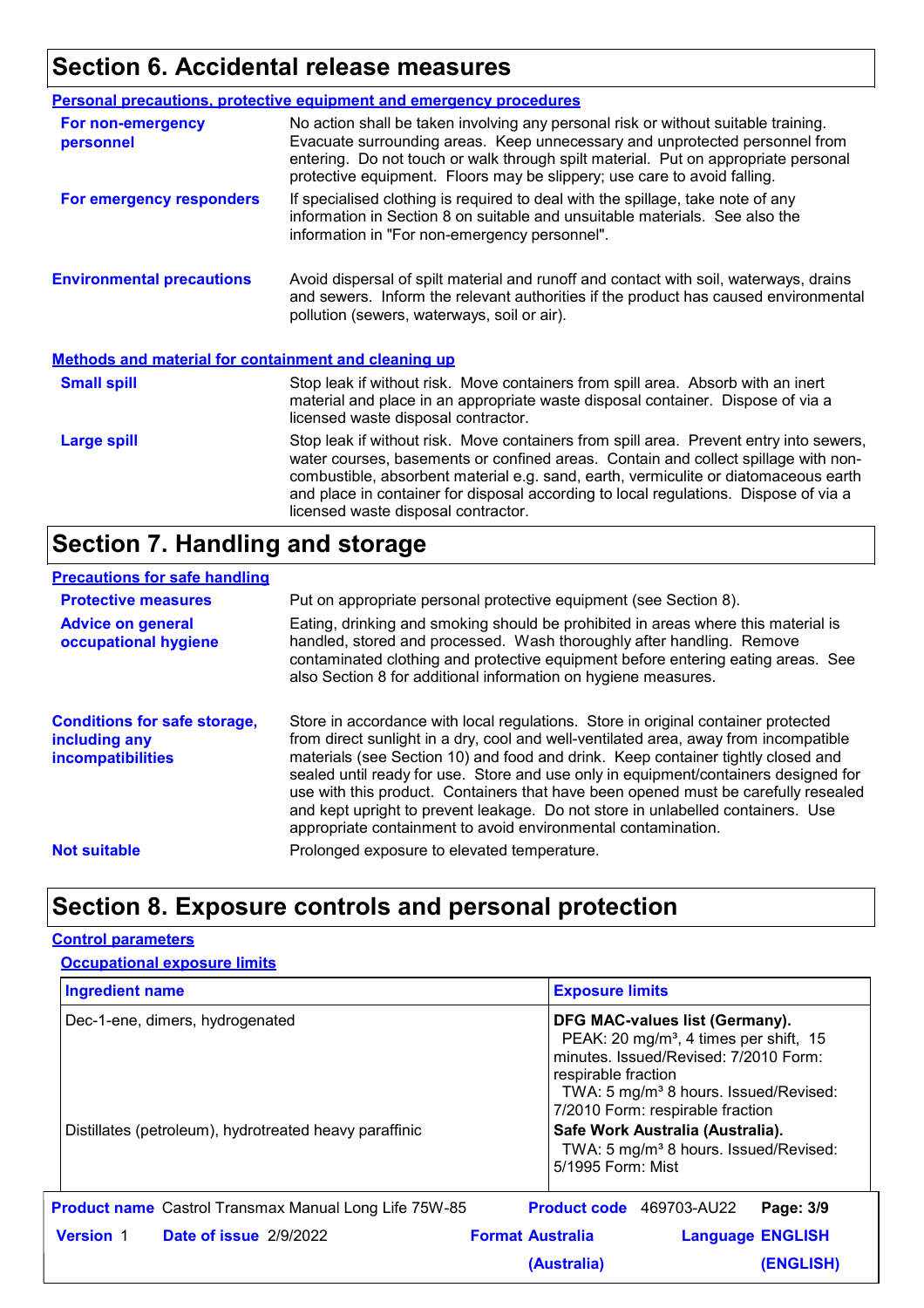## Section 6. Accidental release measures

### Personal precautions, protective equipment and emergency procedures

**For non-emergency personnel**

No action shall be taken involving any personal risk or without suitable training. Evacuate surrounding areas. Keep unnecessary and unprotected personnel from entering. Do not touch or walk through spilt material. Put on appropriate personal protective equipment. Floors may be slippery; use care to avoid falling.

**For emergency responders**

If specialised clothing is required to deal with the spillage, take note of any information in Section 8 on suitable and unsuitable materials. See also the information in "For non-emergency personnel".

**Environmental precautions**

Avoid dispersal of spilt material and runoff and contact with soil, waterways, drains and sewers. Inform the relevant authorities if the product has caused environmental pollution (sewers, waterways, soil or air).

### Methods and material for containment and cleaning up

**Small spill**

Stop leak if without risk. Move containers from spill area. Absorb with an inert material and place in an appropriate waste disposal container. Dispose of via a licensed waste disposal contractor.

**Large spill**

Stop leak if without risk. Move containers from spill area. Prevent entry into sewers, water courses, basements or confined areas. Contain and collect spillage with non-combustible, absorbent material e.g. sand, earth, vermiculite or diatomaceous earth and place in container for disposal according to local regulations. Dispose of via a licensed waste disposal contractor.

## Section 7. Handling and storage

### Precautions for safe handling

**Protective measures**

Put on appropriate personal protective equipment (see Section 8).

**Advice on general occupational hygiene**

Eating, drinking and smoking should be prohibited in areas where this material is handled, stored and processed. Wash thoroughly after handling. Remove contaminated clothing and protective equipment before entering eating areas. See also Section 8 for additional information on hygiene measures.

**Conditions for safe storage, including any incompatibilities**

Store in accordance with local regulations. Store in original container protected from direct sunlight in a dry, cool and well-ventilated area, away from incompatible materials (see Section 10) and food and drink. Keep container tightly closed and sealed until ready for use. Store and use only in equipment/containers designed for use with this product. Containers that have been opened must be carefully resealed and kept upright to prevent leakage. Do not store in unlabelled containers. Use appropriate containment to avoid environmental contamination.

**Not suitable**

Prolonged exposure to elevated temperature.

## Section 8. Exposure controls and personal protection

### Control parameters

#### Occupational exposure limits

| Ingredient name | Exposure limits |
|---|---|
| Dec-1-ene, dimers, hydrogenated | **DFG MAC-values list (Germany).** PEAK: 20 mg/m³, 4 times per shift, 15 minutes. Issued/Revised: 7/2010 Form: respirable fraction TWA: 5 mg/m³ 8 hours. Issued/Revised: 7/2010 Form: respirable fraction |
| Distillates (petroleum), hydrotreated heavy paraffinic | **Safe Work Australia (Australia).** TWA: 5 mg/m³ 8 hours. Issued/Revised: 5/1995 Form: Mist |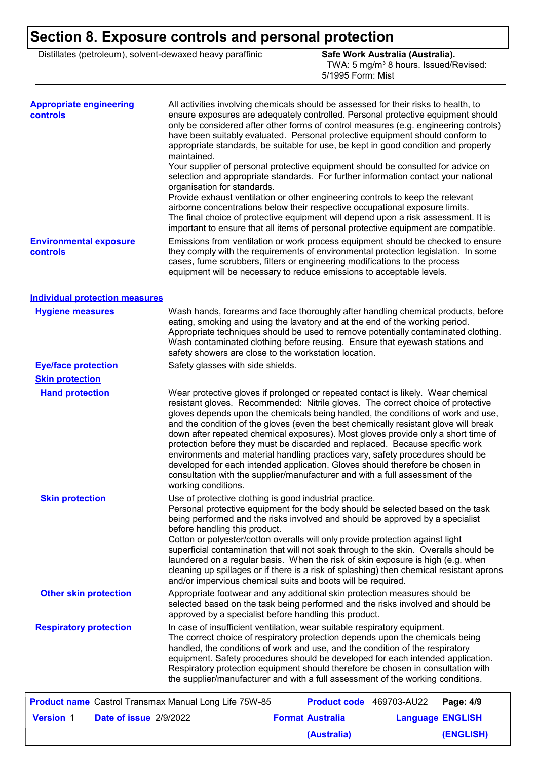## Section 8. Exposure controls and personal protection

| | |
|---|---|
| Distillates (petroleum), solvent-dewaxed heavy paraffinic | **Safe Work Australia (Australia).** TWA: 5 mg/m³ 8 hours. Issued/Revised: 5/1995 Form: Mist |

**Appropriate engineering controls**

All activities involving chemicals should be assessed for their risks to health, to ensure exposures are adequately controlled. Personal protective equipment should only be considered after other forms of control measures (e.g. engineering controls) have been suitably evaluated. Personal protective equipment should conform to appropriate standards, be suitable for use, be kept in good condition and properly maintained.
Your supplier of personal protective equipment should be consulted for advice on selection and appropriate standards. For further information contact your national organisation for standards.
Provide exhaust ventilation or other engineering controls to keep the relevant airborne concentrations below their respective occupational exposure limits.
The final choice of protective equipment will depend upon a risk assessment. It is important to ensure that all items of personal protective equipment are compatible.

**Environmental exposure controls**

Emissions from ventilation or work process equipment should be checked to ensure they comply with the requirements of environmental protection legislation. In some cases, fume scrubbers, filters or engineering modifications to the process equipment will be necessary to reduce emissions to acceptable levels.

### Individual protection measures

**Hygiene measures**

Wash hands, forearms and face thoroughly after handling chemical products, before eating, smoking and using the lavatory and at the end of the working period. Appropriate techniques should be used to remove potentially contaminated clothing. Wash contaminated clothing before reusing. Ensure that eyewash stations and safety showers are close to the workstation location.

**Eye/face protection**

Safety glasses with side shields.

**Skin protection**

**Hand protection**

Wear protective gloves if prolonged or repeated contact is likely. Wear chemical resistant gloves. Recommended: Nitrile gloves. The correct choice of protective gloves depends upon the chemicals being handled, the conditions of work and use, and the condition of the gloves (even the best chemically resistant glove will break down after repeated chemical exposures). Most gloves provide only a short time of protection before they must be discarded and replaced. Because specific work environments and material handling practices vary, safety procedures should be developed for each intended application. Gloves should therefore be chosen in consultation with the supplier/manufacturer and with a full assessment of the working conditions.

**Skin protection**

Use of protective clothing is good industrial practice.
Personal protective equipment for the body should be selected based on the task being performed and the risks involved and should be approved by a specialist before handling this product.
Cotton or polyester/cotton overalls will only provide protection against light superficial contamination that will not soak through to the skin. Overalls should be laundered on a regular basis. When the risk of skin exposure is high (e.g. when cleaning up spillages or if there is a risk of splashing) then chemical resistant aprons and/or impervious chemical suits and boots will be required.

**Other skin protection**

Appropriate footwear and any additional skin protection measures should be selected based on the task being performed and the risks involved and should be approved by a specialist before handling this product.

**Respiratory protection**

In case of insufficient ventilation, wear suitable respiratory equipment.
The correct choice of respiratory protection depends upon the chemicals being handled, the conditions of work and use, and the condition of the respiratory equipment. Safety procedures should be developed for each intended application. Respiratory protection equipment should therefore be chosen in consultation with the supplier/manufacturer and with a full assessment of the working conditions.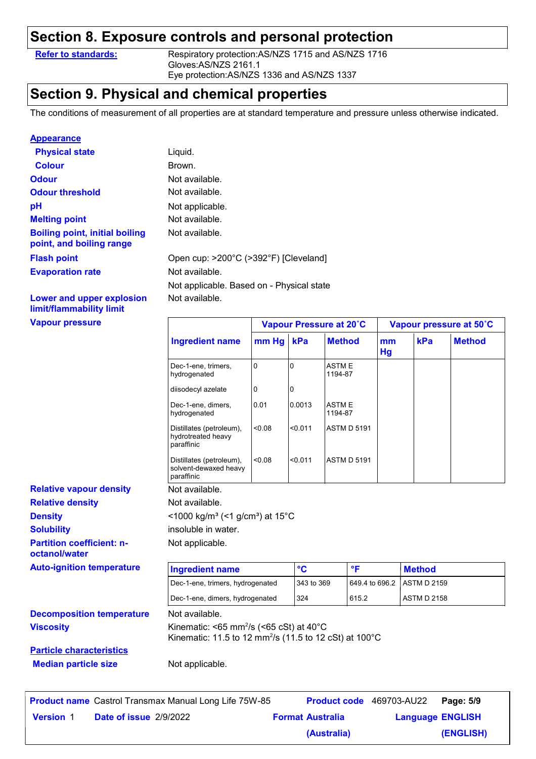## Section 8. Exposure controls and personal protection

**Refer to standards:** Respiratory protection:AS/NZS 1715 and AS/NZS 1716
Gloves:AS/NZS 2161.1
Eye protection:AS/NZS 1336 and AS/NZS 1337

## Section 9. Physical and chemical properties

The conditions of measurement of all properties are at standard temperature and pressure unless otherwise indicated.

**Appearance**

**Physical state** Liquid.

**Colour** Brown.

**Odour** Not available.

**Odour threshold** Not available.

**pH** Not applicable.

**Melting point** Not available.

**Boiling point, initial boiling point, and boiling range** Not available.

**Flash point** Open cup: >200°C (>392°F) [Cleveland]

**Evaporation rate** Not available.

Not applicable. Based on - Physical state

**Lower and upper explosion limit/flammability limit** Not available.

**Vapour pressure**

| | Vapour Pressure at 20˚C | | | Vapour pressure at 50˚C | | |
|---|---|---|---|---|---|---|
| **Ingredient name** | **mm Hg** | **kPa** | **Method** | **mm Hg** | **kPa** | **Method** |
| Dec-1-ene, trimers, hydrogenated | 0 | 0 | ASTM E 1194-87 | | | |
| diisodecyl azelate | 0 | 0 | | | | |
| Dec-1-ene, dimers, hydrogenated | 0.01 | 0.0013 | ASTM E 1194-87 | | | |
| Distillates (petroleum), hydrotreated heavy paraffinic | <0.08 | <0.011 | ASTM D 5191 | | | |
| Distillates (petroleum), solvent-dewaxed heavy paraffinic | <0.08 | <0.011 | ASTM D 5191 | | | |

**Relative vapour density** Not available.

**Relative density** Not available.

**Density** <1000 kg/m³ (<1 g/cm³) at 15°C

**Solubility** insoluble in water.

**Partition coefficient: n-octanol/water** Not applicable.

**Auto-ignition temperature**

| Ingredient name | °C | °F | Method |
|---|---|---|---|
| Dec-1-ene, trimers, hydrogenated | 343 to 369 | 649.4 to 696.2 | ASTM D 2159 |
| Dec-1-ene, dimers, hydrogenated | 324 | 615.2 | ASTM D 2158 |

**Decomposition temperature** Not available.

**Viscosity** Kinematic: <65 $mm^2/s$ (<65 cSt) at 40°C
Kinematic: 11.5 to 12 $mm^2/s$ (11.5 to 12 cSt) at 100°C

**Particle characteristics**

**Median particle size** Not applicable.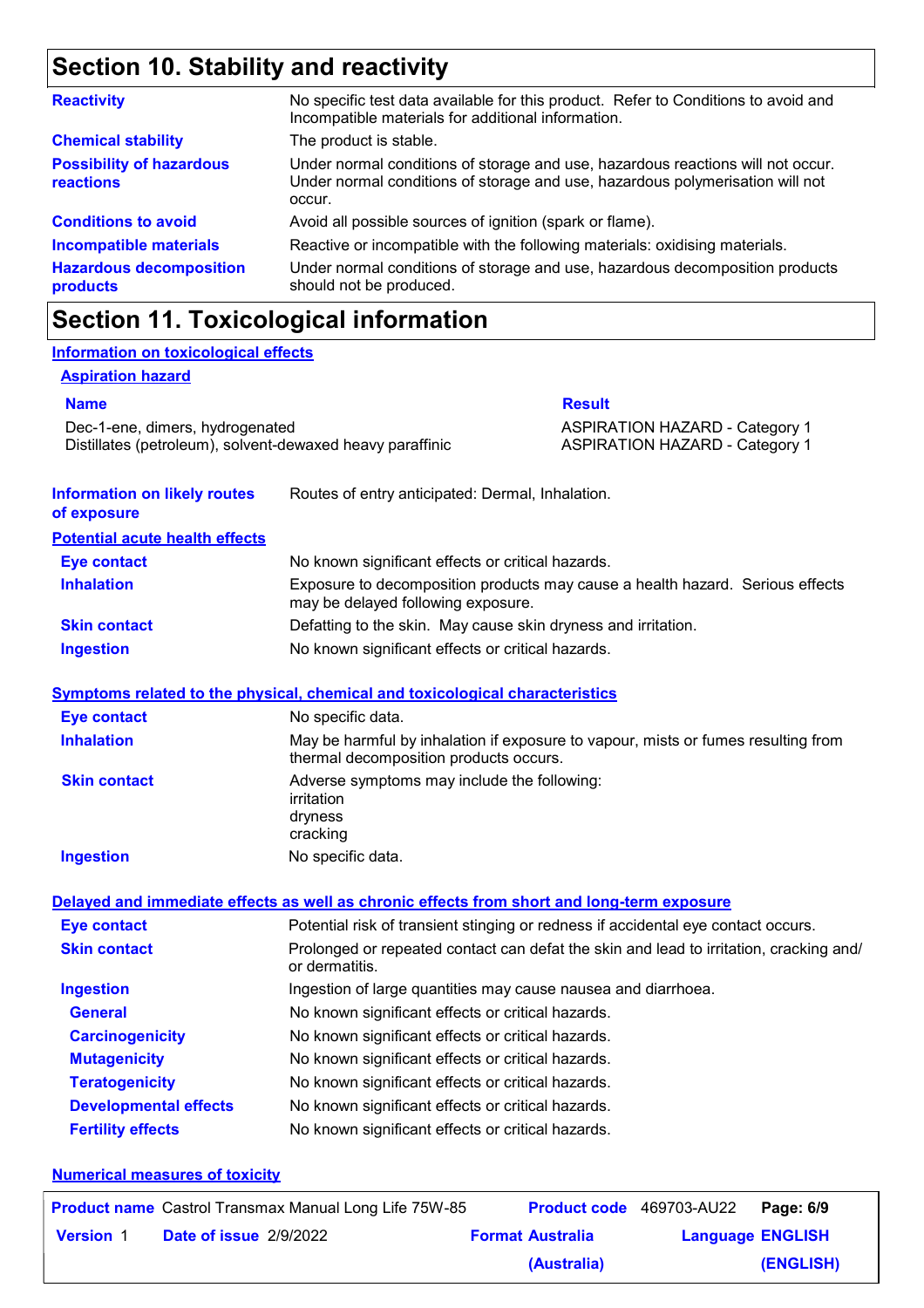## Section 10. Stability and reactivity

| | |
|---|---|
| **Reactivity** | No specific test data available for this product. Refer to Conditions to avoid and Incompatible materials for additional information. |
| **Chemical stability** | The product is stable. |
| **Possibility of hazardous reactions** | Under normal conditions of storage and use, hazardous reactions will not occur. Under normal conditions of storage and use, hazardous polymerisation will not occur. |
| **Conditions to avoid** | Avoid all possible sources of ignition (spark or flame). |
| **Incompatible materials** | Reactive or incompatible with the following materials: oxidising materials. |
| **Hazardous decomposition products** | Under normal conditions of storage and use, hazardous decomposition products should not be produced. |

## Section 11. Toxicological information

### Information on toxicological effects

#### Aspiration hazard

| Name | Result |
|---|---|
| Dec-1-ene, dimers, hydrogenated | ASPIRATION HAZARD - Category 1 |
| Distillates (petroleum), solvent-dewaxed heavy paraffinic | ASPIRATION HAZARD - Category 1 |

**Information on likely routes of exposure**: Routes of entry anticipated: Dermal, Inhalation.

#### Potential acute health effects

| | |
|---|---|
| **Eye contact** | No known significant effects or critical hazards. |
| **Inhalation** | Exposure to decomposition products may cause a health hazard. Serious effects may be delayed following exposure. |
| **Skin contact** | Defatting to the skin. May cause skin dryness and irritation. |
| **Ingestion** | No known significant effects or critical hazards. |

#### Symptoms related to the physical, chemical and toxicological characteristics

| | |
|---|---|
| **Eye contact** | No specific data. |
| **Inhalation** | May be harmful by inhalation if exposure to vapour, mists or fumes resulting from thermal decomposition products occurs. |
| **Skin contact** | Adverse symptoms may include the following:<br>irritation<br>dryness<br>cracking |
| **Ingestion** | No specific data. |

#### Delayed and immediate effects as well as chronic effects from short and long-term exposure

| | |
|---|---|
| **Eye contact** | Potential risk of transient stinging or redness if accidental eye contact occurs. |
| **Skin contact** | Prolonged or repeated contact can defat the skin and lead to irritation, cracking and/or dermatitis. |
| **Ingestion** | Ingestion of large quantities may cause nausea and diarrhoea. |
| **General** | No known significant effects or critical hazards. |
| **Carcinogenicity** | No known significant effects or critical hazards. |
| **Mutagenicity** | No known significant effects or critical hazards. |
| **Teratogenicity** | No known significant effects or critical hazards. |
| **Developmental effects** | No known significant effects or critical hazards. |
| **Fertility effects** | No known significant effects or critical hazards. |

#### Numerical measures of toxicity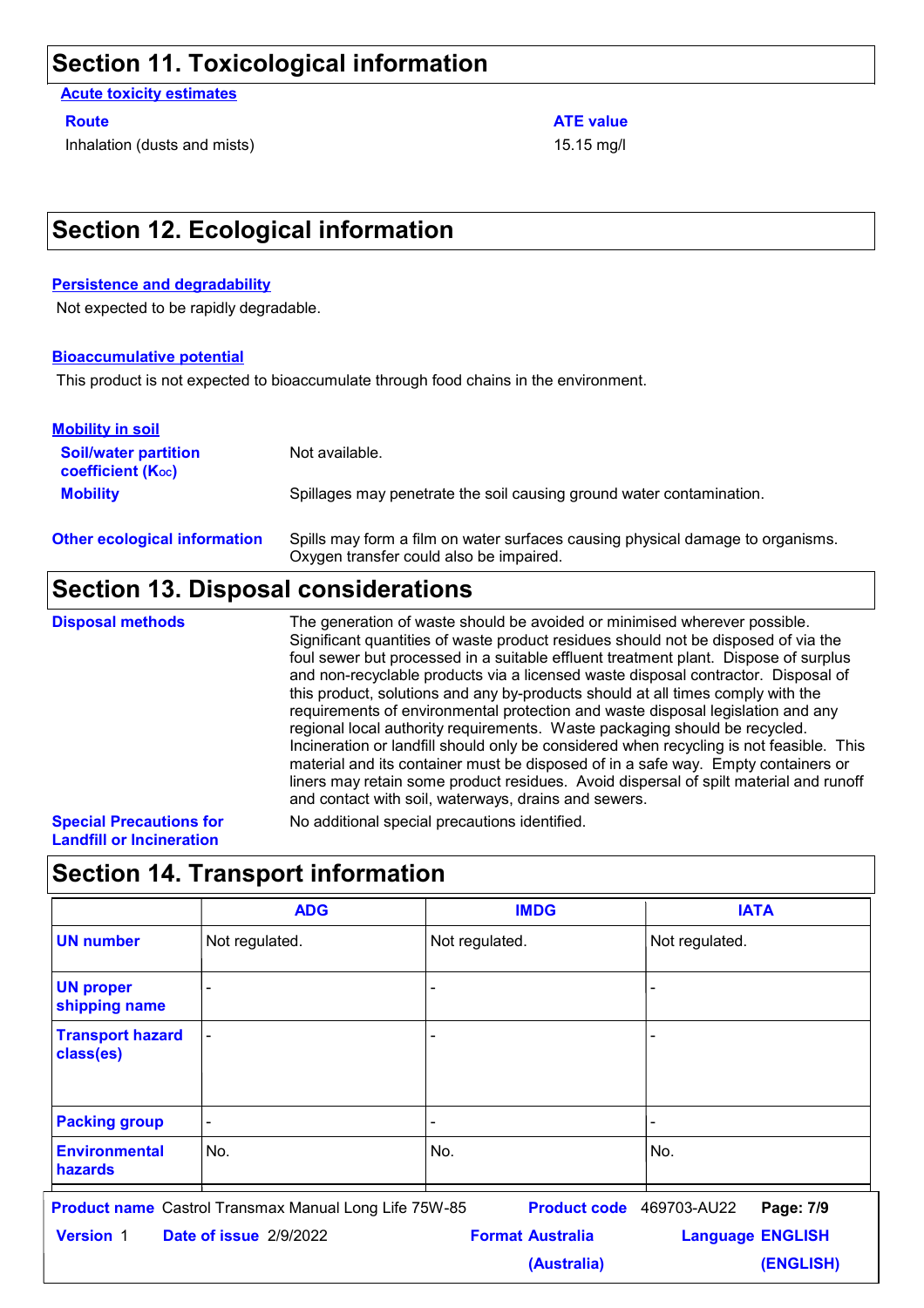## Section 11. Toxicological information

**Acute toxicity estimates**

| Route | ATE value |
| --- | --- |
| Inhalation (dusts and mists) | 15.15 mg/l |

## Section 12. Ecological information

**Persistence and degradability**

Not expected to be rapidly degradable.

**Bioaccumulative potential**

This product is not expected to bioaccumulate through food chains in the environment.

**Mobility in soil**

**Soil/water partition coefficient ($K_{OC}$)**: Not available.

**Mobility**: Spillages may penetrate the soil causing ground water contamination.

**Other ecological information**: Spills may form a film on water surfaces causing physical damage to organisms. Oxygen transfer could also be impaired.

## Section 13. Disposal considerations

**Disposal methods**: The generation of waste should be avoided or minimised wherever possible. Significant quantities of waste product residues should not be disposed of via the foul sewer but processed in a suitable effluent treatment plant. Dispose of surplus and non-recyclable products via a licensed waste disposal contractor. Disposal of this product, solutions and any by-products should at all times comply with the requirements of environmental protection and waste disposal legislation and any regional local authority requirements. Waste packaging should be recycled. Incineration or landfill should only be considered when recycling is not feasible. This material and its container must be disposed of in a safe way. Empty containers or liners may retain some product residues. Avoid dispersal of spilt material and runoff and contact with soil, waterways, drains and sewers.

**Special Precautions for Landfill or Incineration**: No additional special precautions identified.

## Section 14. Transport information

| | ADG | IMDG | IATA |
| --- | --- | --- | --- |
| UN number | Not regulated. | Not regulated. | Not regulated. |
| UN proper shipping name | - | - | - |
| Transport hazard class(es) | - | - | - |
| Packing group | - | - | - |
| Environmental hazards | No. | No. | No. |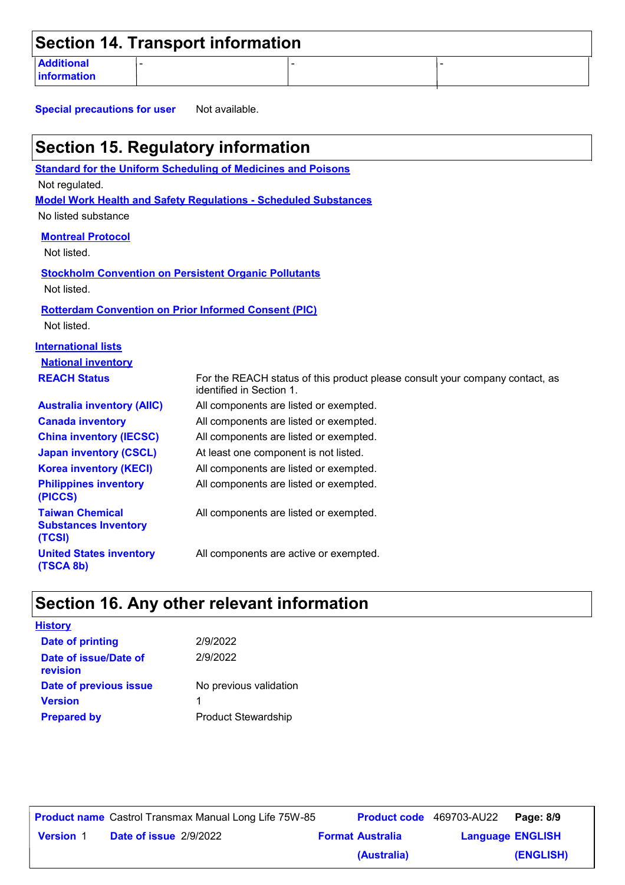## Section 14. Transport information

| Additional information | - | - | - |
|---|---|---|---|

**Special precautions for user** Not available.

## Section 15. Regulatory information

**Standard for the Uniform Scheduling of Medicines and Poisons**

Not regulated.

**Model Work Health and Safety Regulations - Scheduled Substances**

No listed substance

**Montreal Protocol**

Not listed.

**Stockholm Convention on Persistent Organic Pollutants**

Not listed.

**Rotterdam Convention on Prior Informed Consent (PIC)**

Not listed.

**International lists**

**National inventory**

| | |
|---|---|
| **REACH Status** | For the REACH status of this product please consult your company contact, as identified in Section 1. |
| **Australia inventory (AIIC)** | All components are listed or exempted. |
| **Canada inventory** | All components are listed or exempted. |
| **China inventory (IECSC)** | All components are listed or exempted. |
| **Japan inventory (CSCL)** | At least one component is not listed. |
| **Korea inventory (KECI)** | All components are listed or exempted. |
| **Philippines inventory (PICCS)** | All components are listed or exempted. |
| **Taiwan Chemical Substances Inventory (TCSI)** | All components are listed or exempted. |
| **United States inventory (TSCA 8b)** | All components are active or exempted. |

## Section 16. Any other relevant information

**History**

| | |
|---|---|
| **Date of printing** | 2/9/2022 |
| **Date of issue/Date of revision** | 2/9/2022 |
| **Date of previous issue** | No previous validation |
| **Version** | 1 |
| **Prepared by** | Product Stewardship |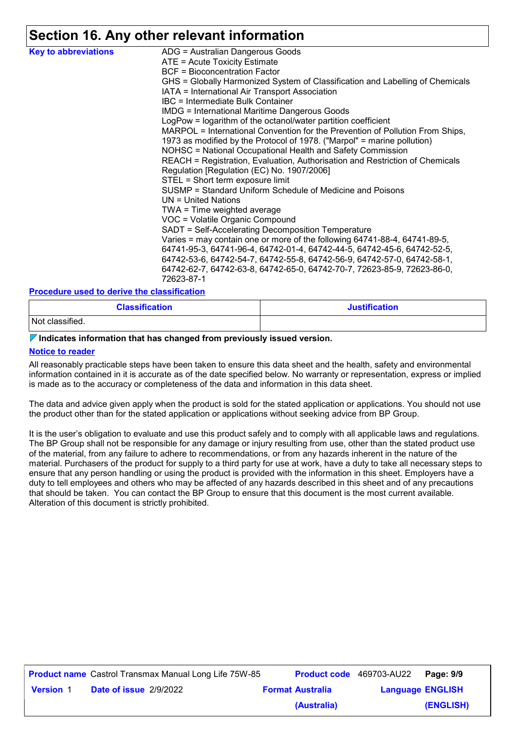## Section 16. Any other relevant information

**Key to abbreviations**

ADG = Australian Dangerous Goods
ATE = Acute Toxicity Estimate
BCF = Bioconcentration Factor
GHS = Globally Harmonized System of Classification and Labelling of Chemicals
IATA = International Air Transport Association
IBC = Intermediate Bulk Container
IMDG = International Maritime Dangerous Goods
LogPow = logarithm of the octanol/water partition coefficient
MARPOL = International Convention for the Prevention of Pollution From Ships, 1973 as modified by the Protocol of 1978. ("Marpol" = marine pollution)
NOHSC = National Occupational Health and Safety Commission
REACH = Registration, Evaluation, Authorisation and Restriction of Chemicals Regulation [Regulation (EC) No. 1907/2006]
STEL = Short term exposure limit
SUSMP = Standard Uniform Schedule of Medicine and Poisons
UN = United Nations
TWA = Time weighted average
VOC = Volatile Organic Compound
SADT = Self-Accelerating Decomposition Temperature
Varies = may contain one or more of the following 64741-88-4, 64741-89-5, 64741-95-3, 64741-96-4, 64742-01-4, 64742-44-5, 64742-45-6, 64742-52-5, 64742-53-6, 64742-54-7, 64742-55-8, 64742-56-9, 64742-57-0, 64742-58-1, 64742-62-7, 64742-63-8, 64742-65-0, 64742-70-7, 72623-85-9, 72623-86-0, 72623-87-1

**Procedure used to derive the classification**

| Classification | Justification |
|---|---|
| Not classified. | |

**Indicates information that has changed from previously issued version.**

**Notice to reader**

All reasonably practicable steps have been taken to ensure this data sheet and the health, safety and environmental information contained in it is accurate as of the date specified below. No warranty or representation, express or implied is made as to the accuracy or completeness of the data and information in this data sheet.

The data and advice given apply when the product is sold for the stated application or applications. You should not use the product other than for the stated application or applications without seeking advice from BP Group.

It is the user's obligation to evaluate and use this product safely and to comply with all applicable laws and regulations. The BP Group shall not be responsible for any damage or injury resulting from use, other than the stated product use of the material, from any failure to adhere to recommendations, or from any hazards inherent in the nature of the material. Purchasers of the product for supply to a third party for use at work, have a duty to take all necessary steps to ensure that any person handling or using the product is provided with the information in this sheet. Employers have a duty to tell employees and others who may be affected of any hazards described in this sheet and of any precautions that should be taken. You can contact the BP Group to ensure that this document is the most current available. Alteration of this document is strictly prohibited.